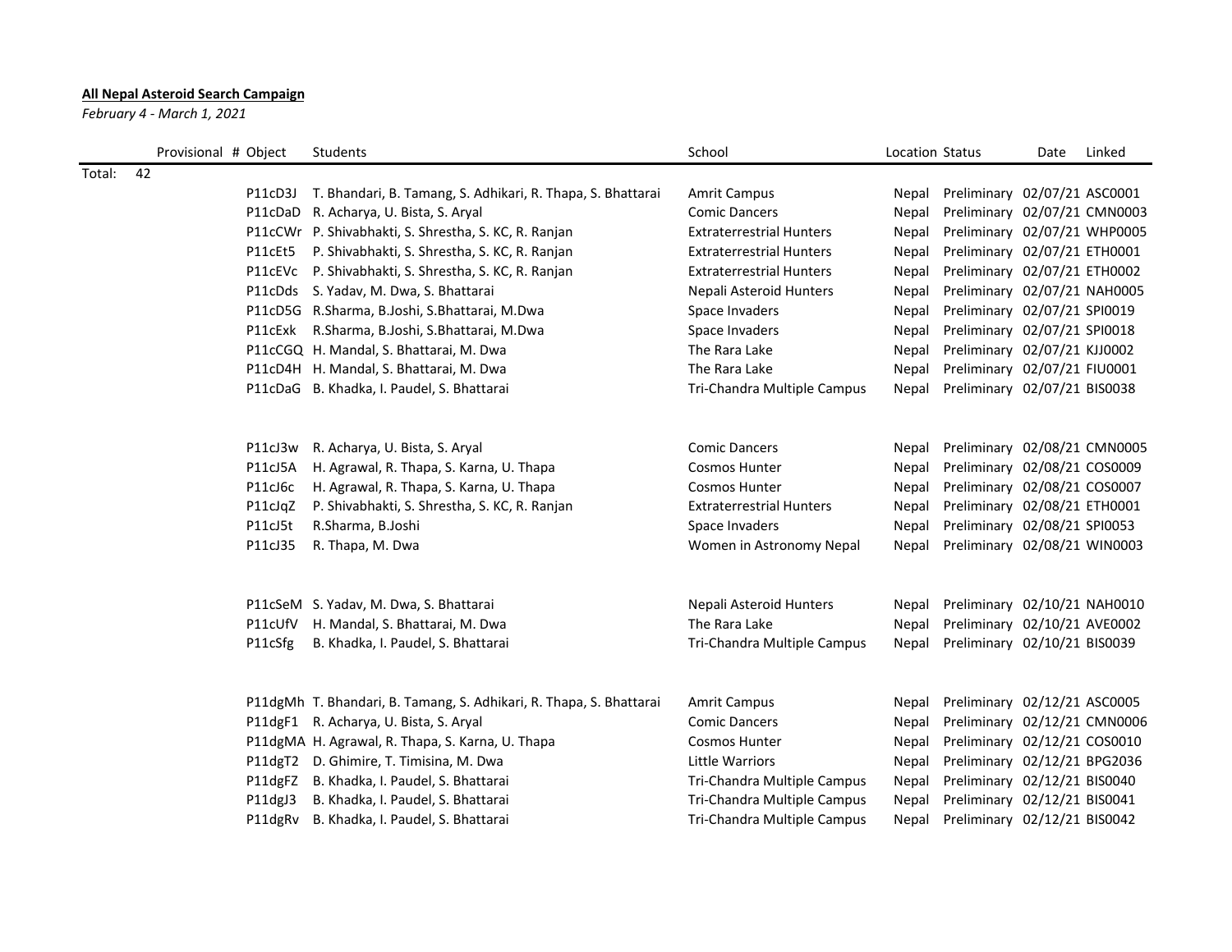**All Nepal Asteroid Search Campaign**

*February 4 - March 1, 2021*

| | Provisional # | Object | Students | School | Location | Status | Date | Linked |
|---|---|---|---|---|---|---|---|---|
| Total: | 42 | | | | | | | |
| | | P11cD3J | T. Bhandari, B. Tamang, S. Adhikari, R. Thapa, S. Bhattarai | Amrit Campus | Nepal | Preliminary | 02/07/21 | ASC0001 |
| | | P11cDaD | R. Acharya, U. Bista, S. Aryal | Comic Dancers | Nepal | Preliminary | 02/07/21 | CMN0003 |
| | | P11cCWr | P. Shivabhakti, S. Shrestha, S. KC, R. Ranjan | Extraterrestrial Hunters | Nepal | Preliminary | 02/07/21 | WHP0005 |
| | | P11cEt5 | P. Shivabhakti, S. Shrestha, S. KC, R. Ranjan | Extraterrestrial Hunters | Nepal | Preliminary | 02/07/21 | ETH0001 |
| | | P11cEVc | P. Shivabhakti, S. Shrestha, S. KC, R. Ranjan | Extraterrestrial Hunters | Nepal | Preliminary | 02/07/21 | ETH0002 |
| | | P11cDds | S. Yadav, M. Dwa, S. Bhattarai | Nepali Asteroid Hunters | Nepal | Preliminary | 02/07/21 | NAH0005 |
| | | P11cD5G | R.Sharma, B.Joshi, S.Bhattarai, M.Dwa | Space Invaders | Nepal | Preliminary | 02/07/21 | SPI0019 |
| | | P11cExk | R.Sharma, B.Joshi, S.Bhattarai, M.Dwa | Space Invaders | Nepal | Preliminary | 02/07/21 | SPI0018 |
| | | P11cCGQ | H. Mandal, S. Bhattarai, M. Dwa | The Rara Lake | Nepal | Preliminary | 02/07/21 | KJJ0002 |
| | | P11cD4H | H. Mandal, S. Bhattarai, M. Dwa | The Rara Lake | Nepal | Preliminary | 02/07/21 | FIU0001 |
| | | P11cDaG | B. Khadka, I. Paudel, S. Bhattarai | Tri-Chandra Multiple Campus | Nepal | Preliminary | 02/07/21 | BIS0038 |
| | | | | | | | | |
| | | P11cJ3w | R. Acharya, U. Bista, S. Aryal | Comic Dancers | Nepal | Preliminary | 02/08/21 | CMN0005 |
| | | P11cJ5A | H. Agrawal, R. Thapa, S. Karna, U. Thapa | Cosmos Hunter | Nepal | Preliminary | 02/08/21 | COS0009 |
| | | P11cJ6c | H. Agrawal, R. Thapa, S. Karna, U. Thapa | Cosmos Hunter | Nepal | Preliminary | 02/08/21 | COS0007 |
| | | P11cJqZ | P. Shivabhakti, S. Shrestha, S. KC, R. Ranjan | Extraterrestrial Hunters | Nepal | Preliminary | 02/08/21 | ETH0001 |
| | | P11cJ5t | R.Sharma, B.Joshi | Space Invaders | Nepal | Preliminary | 02/08/21 | SPI0053 |
| | | P11cJ35 | R. Thapa, M. Dwa | Women in Astronomy Nepal | Nepal | Preliminary | 02/08/21 | WIN0003 |
| | | | | | | | | |
| | | P11cSeM | S. Yadav, M. Dwa, S. Bhattarai | Nepali Asteroid Hunters | Nepal | Preliminary | 02/10/21 | NAH0010 |
| | | P11cUfV | H. Mandal, S. Bhattarai, M. Dwa | The Rara Lake | Nepal | Preliminary | 02/10/21 | AVE0002 |
| | | P11cSfg | B. Khadka, I. Paudel, S. Bhattarai | Tri-Chandra Multiple Campus | Nepal | Preliminary | 02/10/21 | BIS0039 |
| | | | | | | | | |
| | | P11dgMh | T. Bhandari, B. Tamang, S. Adhikari, R. Thapa, S. Bhattarai | Amrit Campus | Nepal | Preliminary | 02/12/21 | ASC0005 |
| | | P11dgF1 | R. Acharya, U. Bista, S. Aryal | Comic Dancers | Nepal | Preliminary | 02/12/21 | CMN0006 |
| | | P11dgMA | H. Agrawal, R. Thapa, S. Karna, U. Thapa | Cosmos Hunter | Nepal | Preliminary | 02/12/21 | COS0010 |
| | | P11dgT2 | D. Ghimire, T. Timisina, M. Dwa | Little Warriors | Nepal | Preliminary | 02/12/21 | BPG2036 |
| | | P11dgFZ | B. Khadka, I. Paudel, S. Bhattarai | Tri-Chandra Multiple Campus | Nepal | Preliminary | 02/12/21 | BIS0040 |
| | | P11dgJ3 | B. Khadka, I. Paudel, S. Bhattarai | Tri-Chandra Multiple Campus | Nepal | Preliminary | 02/12/21 | BIS0041 |
| | | P11dgRv | B. Khadka, I. Paudel, S. Bhattarai | Tri-Chandra Multiple Campus | Nepal | Preliminary | 02/12/21 | BIS0042 |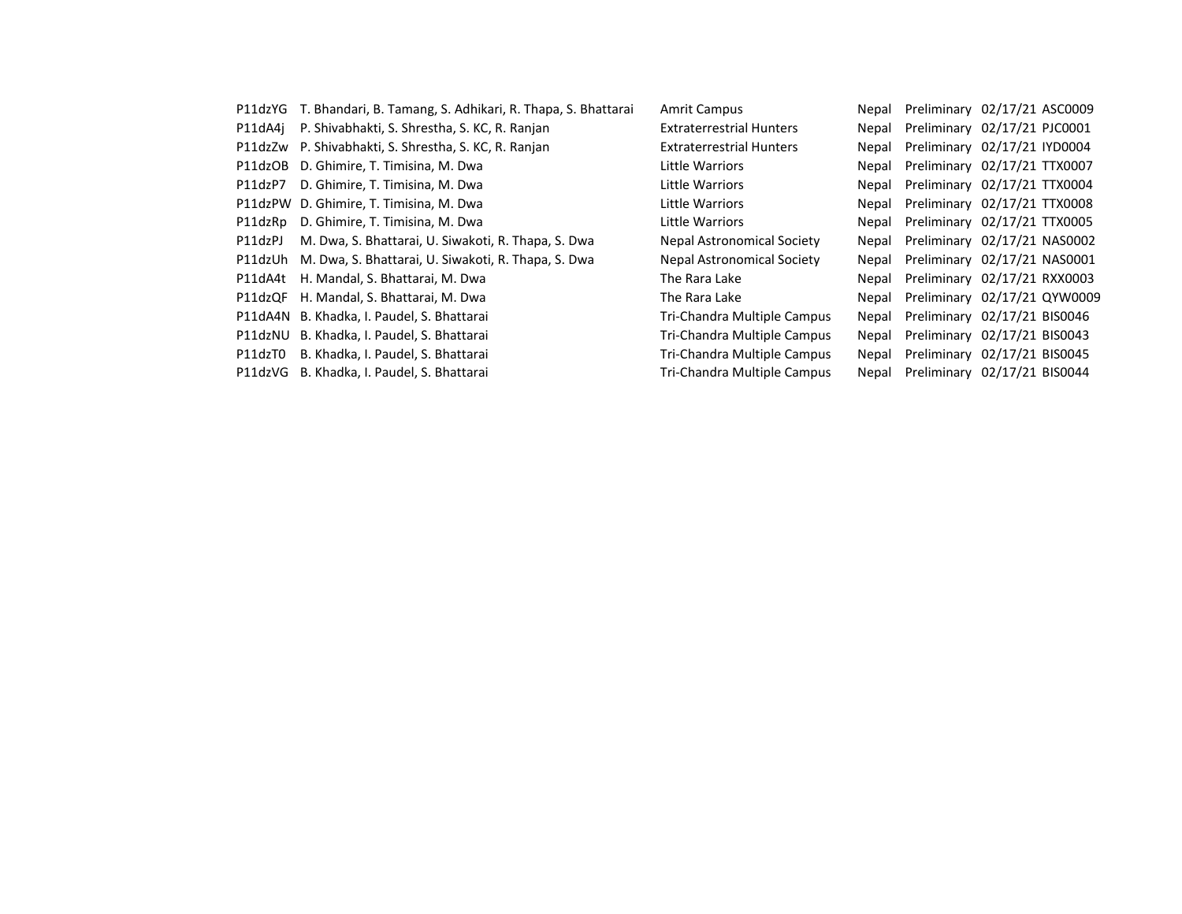| | | | | | | |
|---|---|---|---|---|---|---|
| P11dzYG | T. Bhandari, B. Tamang, S. Adhikari, R. Thapa, S. Bhattarai | Amrit Campus | Nepal | Preliminary | 02/17/21 | ASC0009 |
| P11dA4j | P. Shivabhakti, S. Shrestha, S. KC, R. Ranjan | Extraterrestrial Hunters | Nepal | Preliminary | 02/17/21 | PJC0001 |
| P11dzZw | P. Shivabhakti, S. Shrestha, S. KC, R. Ranjan | Extraterrestrial Hunters | Nepal | Preliminary | 02/17/21 | IYD0004 |
| P11dzOB | D. Ghimire, T. Timisina, M. Dwa | Little Warriors | Nepal | Preliminary | 02/17/21 | TTX0007 |
| P11dzP7 | D. Ghimire, T. Timisina, M. Dwa | Little Warriors | Nepal | Preliminary | 02/17/21 | TTX0004 |
| P11dzPW | D. Ghimire, T. Timisina, M. Dwa | Little Warriors | Nepal | Preliminary | 02/17/21 | TTX0008 |
| P11dzRp | D. Ghimire, T. Timisina, M. Dwa | Little Warriors | Nepal | Preliminary | 02/17/21 | TTX0005 |
| P11dzPJ | M. Dwa, S. Bhattarai, U. Siwakoti, R. Thapa, S. Dwa | Nepal Astronomical Society | Nepal | Preliminary | 02/17/21 | NAS0002 |
| P11dzUh | M. Dwa, S. Bhattarai, U. Siwakoti, R. Thapa, S. Dwa | Nepal Astronomical Society | Nepal | Preliminary | 02/17/21 | NAS0001 |
| P11dA4t | H. Mandal, S. Bhattarai, M. Dwa | The Rara Lake | Nepal | Preliminary | 02/17/21 | RXX0003 |
| P11dzQF | H. Mandal, S. Bhattarai, M. Dwa | The Rara Lake | Nepal | Preliminary | 02/17/21 | QYW0009 |
| P11dA4N | B. Khadka, I. Paudel, S. Bhattarai | Tri-Chandra Multiple Campus | Nepal | Preliminary | 02/17/21 | BIS0046 |
| P11dzNU | B. Khadka, I. Paudel, S. Bhattarai | Tri-Chandra Multiple Campus | Nepal | Preliminary | 02/17/21 | BIS0043 |
| P11dzT0 | B. Khadka, I. Paudel, S. Bhattarai | Tri-Chandra Multiple Campus | Nepal | Preliminary | 02/17/21 | BIS0045 |
| P11dzVG | B. Khadka, I. Paudel, S. Bhattarai | Tri-Chandra Multiple Campus | Nepal | Preliminary | 02/17/21 | BIS0044 |